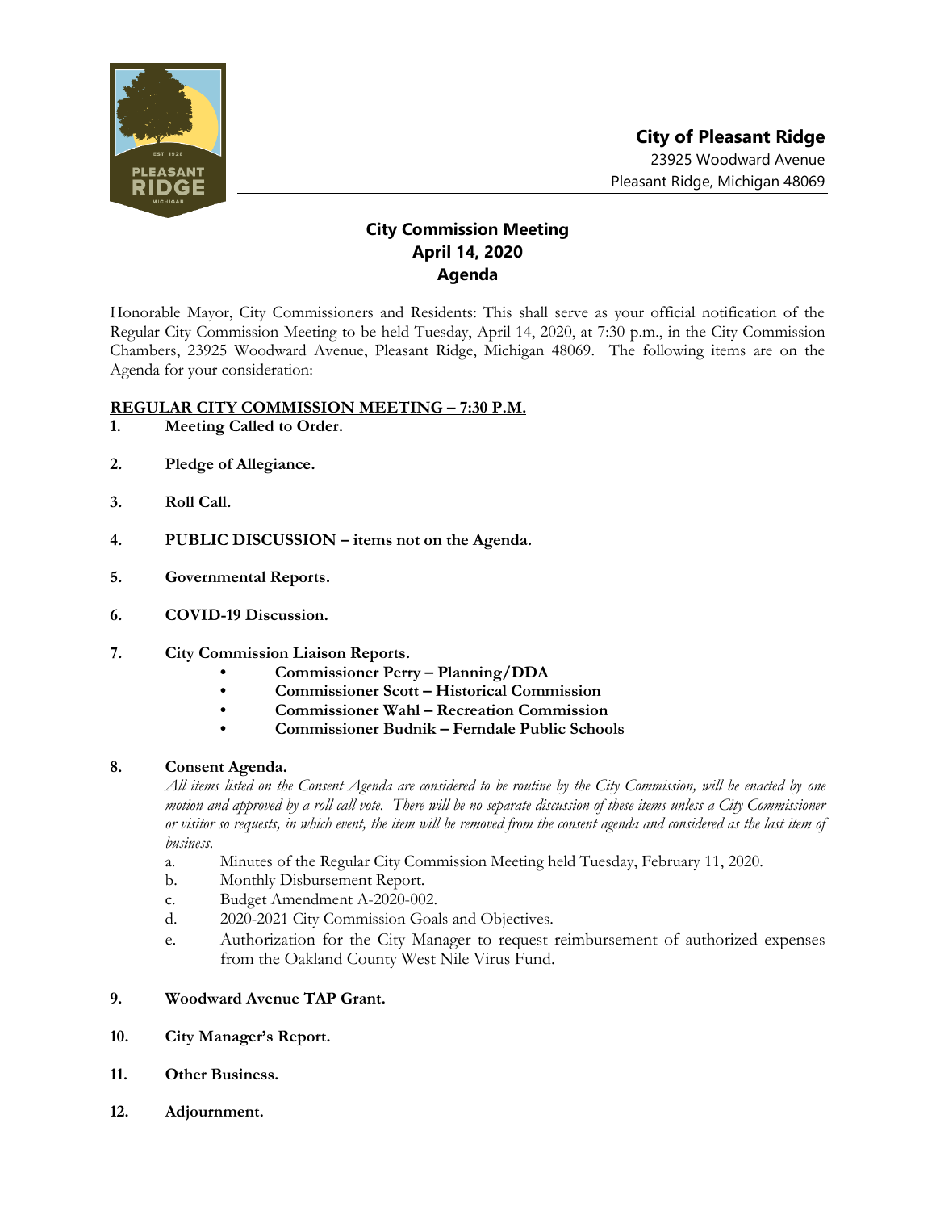**City of Pleasant Ridge**
23925 Woodward Avenue
Pleasant Ridge, Michigan 48069

# City Commission Meeting
## April 14, 2020
## Agenda

Honorable Mayor, City Commissioners and Residents: This shall serve as your official notification of the Regular City Commission Meeting to be held Tuesday, April 14, 2020, at 7:30 p.m., in the City Commission Chambers, 23925 Woodward Avenue, Pleasant Ridge, Michigan 48069. The following items are on the Agenda for your consideration:

**REGULAR CITY COMMISSION MEETING – 7:30 P.M.**

1. **Meeting Called to Order.**

2. **Pledge of Allegiance.**

3. **Roll Call.**

4. **PUBLIC DISCUSSION – items not on the Agenda.**

5. **Governmental Reports.**

6. **COVID-19 Discussion.**

7. **City Commission Liaison Reports.**
   - **Commissioner Perry – Planning/DDA**
   - **Commissioner Scott – Historical Commission**
   - **Commissioner Wahl – Recreation Commission**
   - **Commissioner Budnik – Ferndale Public Schools**

8. **Consent Agenda.**
   *All items listed on the Consent Agenda are considered to be routine by the City Commission, will be enacted by one motion and approved by a roll call vote. There will be no separate discussion of these items unless a City Commissioner or visitor so requests, in which event, the item will be removed from the consent agenda and considered as the last item of business.*
   a. Minutes of the Regular City Commission Meeting held Tuesday, February 11, 2020.
   b. Monthly Disbursement Report.
   c. Budget Amendment A-2020-002.
   d. 2020-2021 City Commission Goals and Objectives.
   e. Authorization for the City Manager to request reimbursement of authorized expenses from the Oakland County West Nile Virus Fund.

9. **Woodward Avenue TAP Grant.**

10. **City Manager's Report.**

11. **Other Business.**

12. **Adjournment.**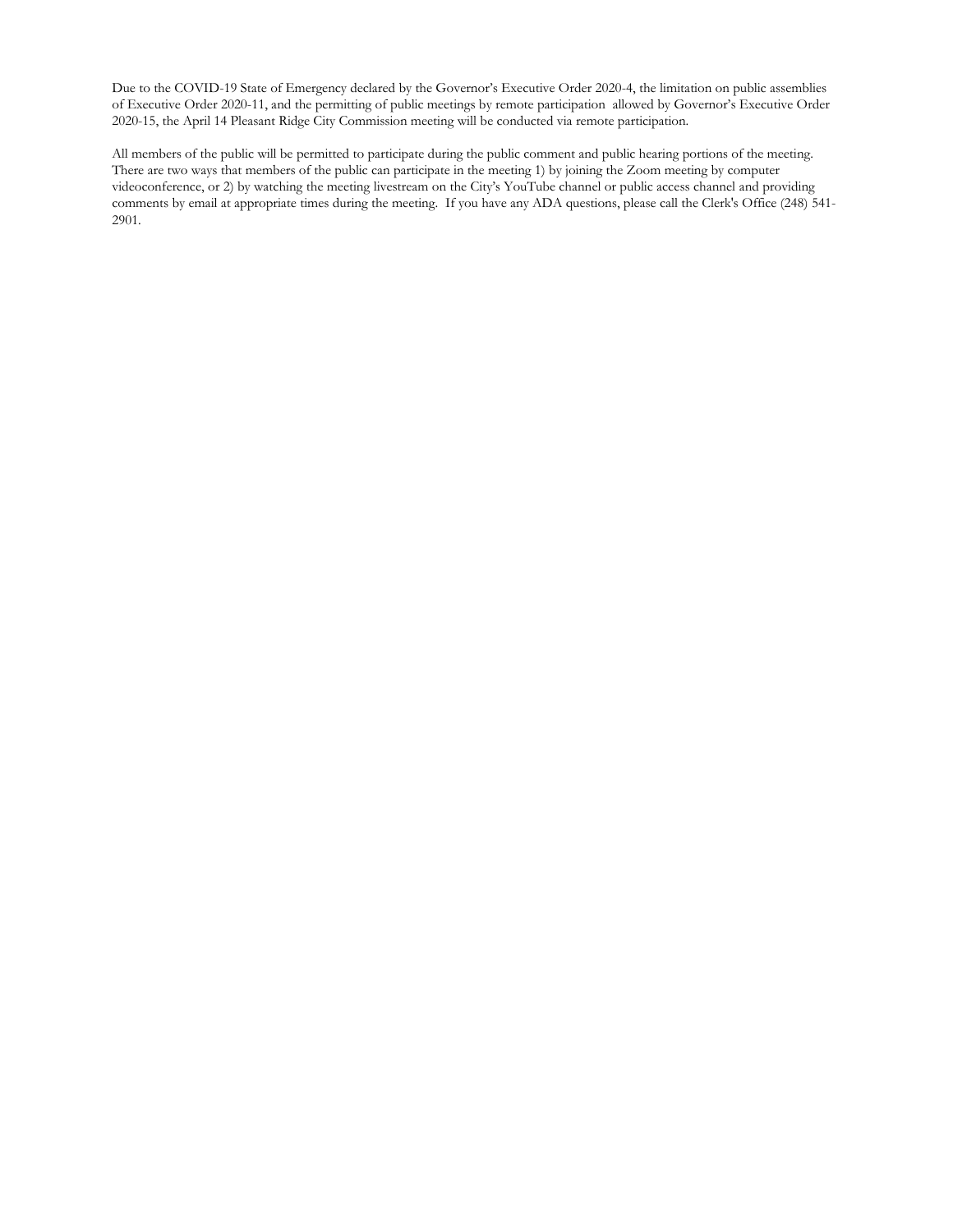Due to the COVID-19 State of Emergency declared by the Governor's Executive Order 2020-4, the limitation on public assemblies of Executive Order 2020-11, and the permitting of public meetings by remote participation allowed by Governor's Executive Order 2020-15, the April 14 Pleasant Ridge City Commission meeting will be conducted via remote participation.

All members of the public will be permitted to participate during the public comment and public hearing portions of the meeting. There are two ways that members of the public can participate in the meeting 1) by joining the Zoom meeting by computer videoconference, or 2) by watching the meeting livestream on the City's YouTube channel or public access channel and providing comments by email at appropriate times during the meeting. If you have any ADA questions, please call the Clerk's Office (248) 541-2901.